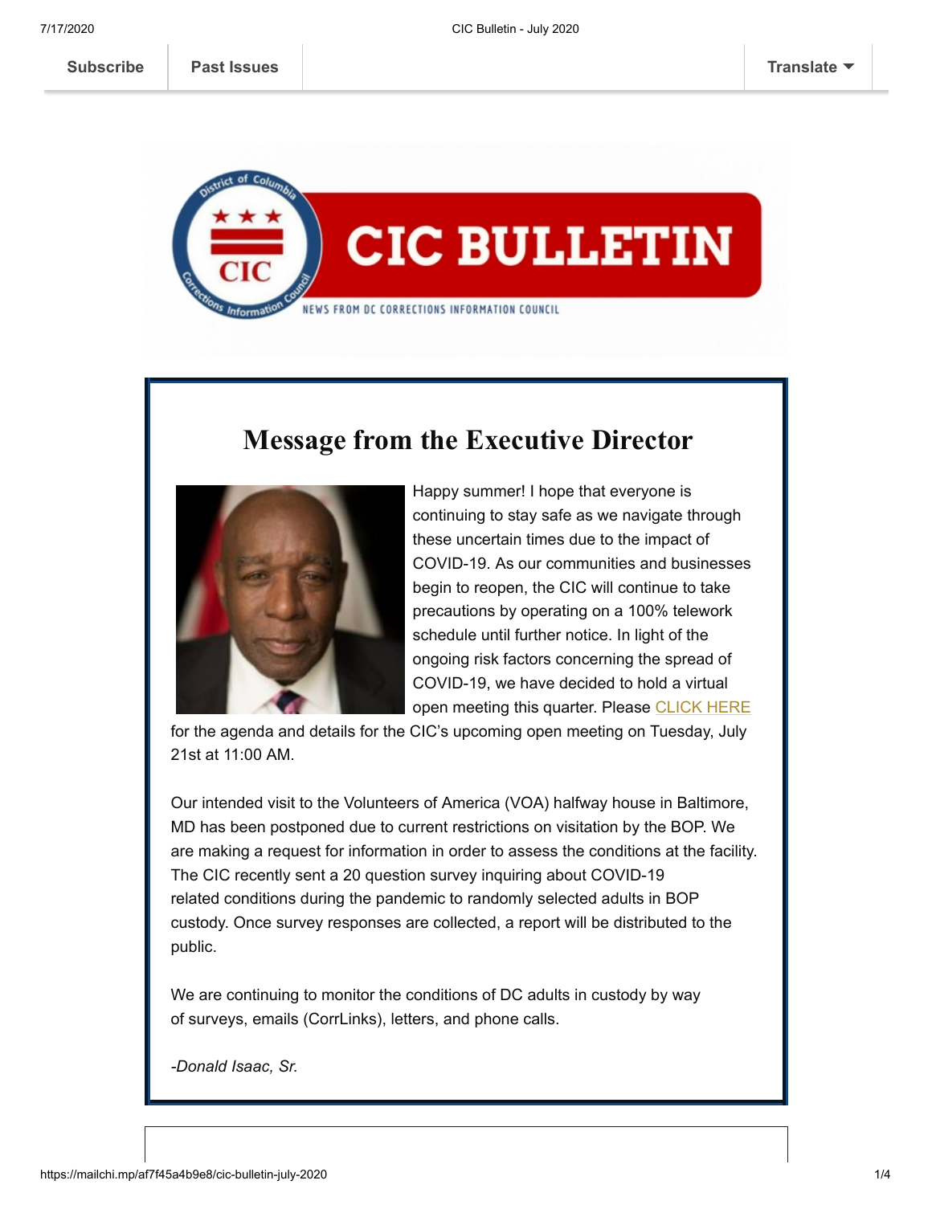Subscribe | Past Issues | Translate

# CIC BULLETIN

NEWS FROM DC CORRECTIONS INFORMATION COUNCIL

## Message from the Executive Director

Happy summer! I hope that everyone is continuing to stay safe as we navigate through these uncertain times due to the impact of COVID-19. As our communities and businesses begin to reopen, the CIC will continue to take precautions by operating on a 100% telework schedule until further notice. In light of the ongoing risk factors concerning the spread of COVID-19, we have decided to hold a virtual open meeting this quarter. Please CLICK HERE for the agenda and details for the CIC's upcoming open meeting on Tuesday, July 21st at 11:00 AM.

Our intended visit to the Volunteers of America (VOA) halfway house in Baltimore, MD has been postponed due to current restrictions on visitation by the BOP. We are making a request for information in order to assess the conditions at the facility. The CIC recently sent a 20 question survey inquiring about COVID-19 related conditions during the pandemic to randomly selected adults in BOP custody. Once survey responses are collected, a report will be distributed to the public.

We are continuing to monitor the conditions of DC adults in custody by way of surveys, emails (CorrLinks), letters, and phone calls.

*-Donald Isaac, Sr.*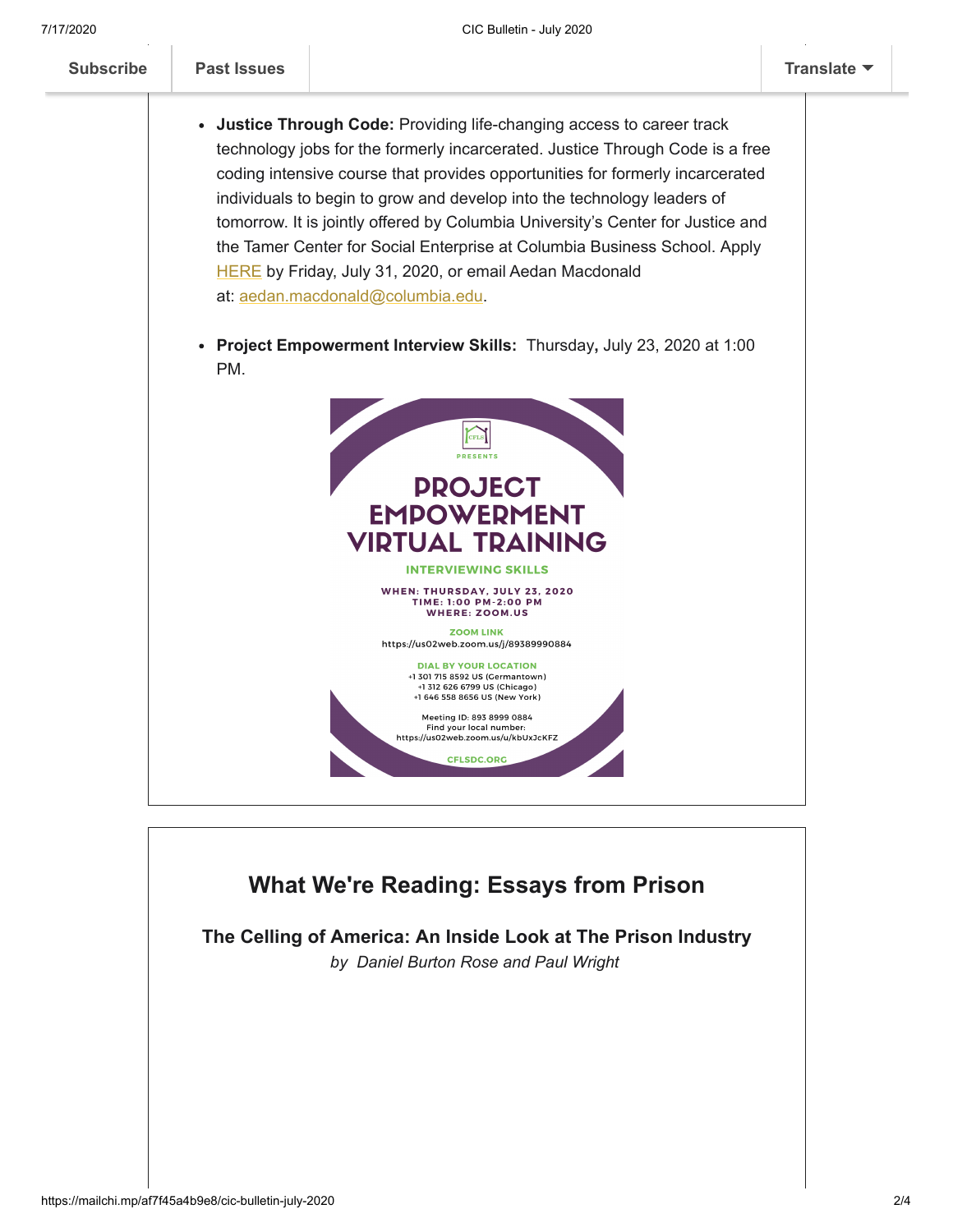- **Justice Through Code:** Providing life-changing access to career track technology jobs for the formerly incarcerated. Justice Through Code is a free coding intensive course that provides opportunities for formerly incarcerated individuals to begin to grow and develop into the technology leaders of tomorrow. It is jointly offered by Columbia University's Center for Justice and the Tamer Center for Social Enterprise at Columbia Business School. Apply HERE by Friday, July 31, 2020, or email Aedan Macdonald at: aedan.macdonald@columbia.edu.

- **Project Empowerment Interview Skills:** Thursday**,** July 23, 2020 at 1:00 PM.

CFLS PRESENTS

PROJECT EMPOWERMENT VIRTUAL TRAINING

INTERVIEWING SKILLS

WHEN: THURSDAY, JULY 23, 2020
TIME: 1:00 PM-2:00 PM
WHERE: ZOOM.US

ZOOM LINK
https://us02web.zoom.us/j/89389990884

DIAL BY YOUR LOCATION
+1 301 715 8592 US (Germantown)
+1 312 626 6799 US (Chicago)
+1 646 558 8656 US (New York)

Meeting ID: 893 8999 0884
Find your local number:
https://us02web.zoom.us/u/kbUxJcKFZ

CFLSDC.ORG

## What We're Reading: Essays from Prison

### The Celling of America: An Inside Look at The Prison Industry

*by Daniel Burton Rose and Paul Wright*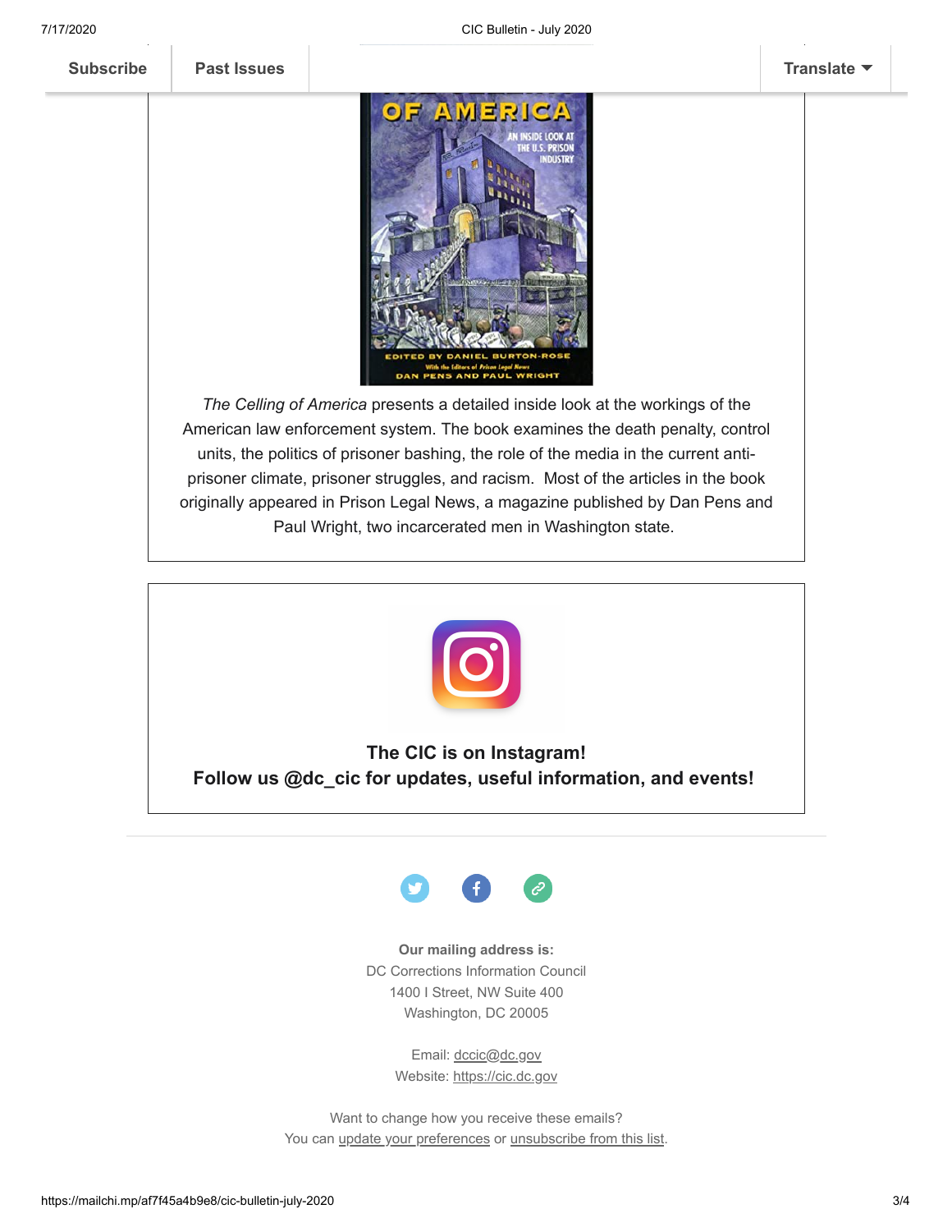*The Celling of America* presents a detailed inside look at the workings of the American law enforcement system. The book examines the death penalty, control units, the politics of prisoner bashing, the role of the media in the current anti-prisoner climate, prisoner struggles, and racism. Most of the articles in the book originally appeared in Prison Legal News, a magazine published by Dan Pens and Paul Wright, two incarcerated men in Washington state.

**The CIC is on Instagram!**
**Follow us @dc_cic for updates, useful information, and events!**

**Our mailing address is:**
DC Corrections Information Council
1400 I Street, NW Suite 400
Washington, DC 20005

Email: dccic@dc.gov
Website: https://cic.dc.gov

Want to change how you receive these emails?
You can update your preferences or unsubscribe from this list.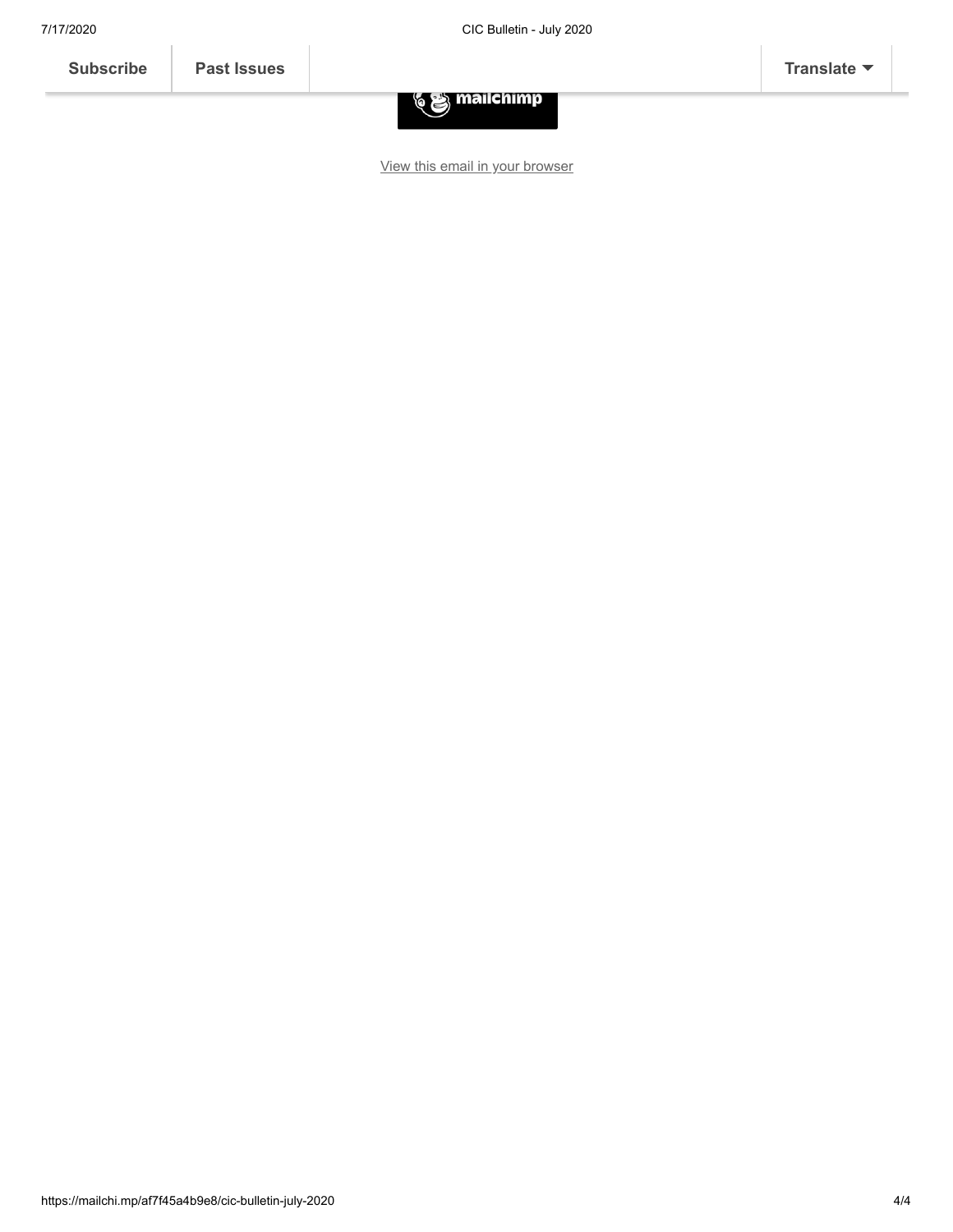Subscribe | Past Issues | Translate

View this email in your browser